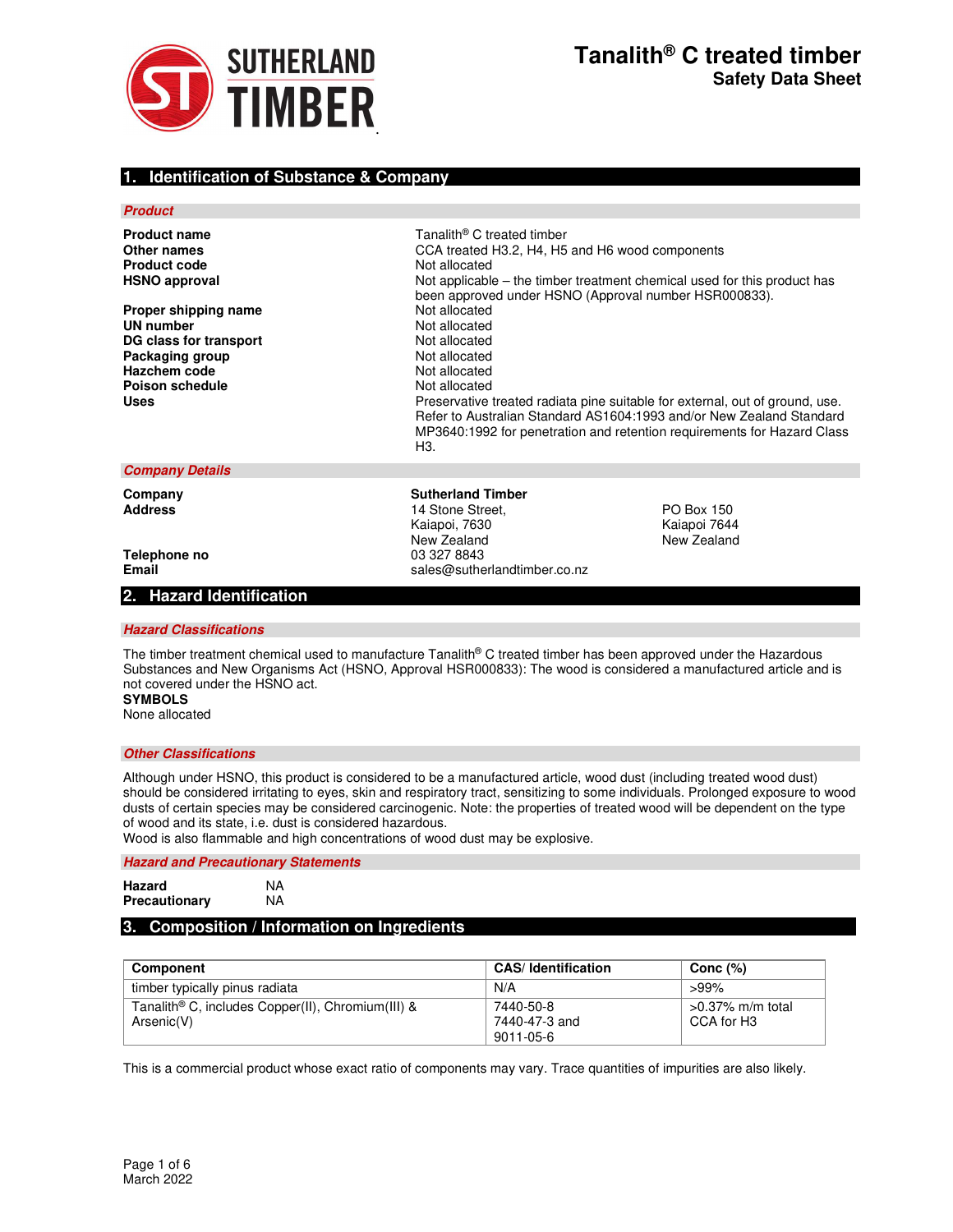# Tanalith® C treated timber

## Safety Data Sheet

## 1. Identification of Substance & Company

### *Product*

| | |
|---|---|
| **Product name** | Tanalith® C treated timber |
| **Other names** | CCA treated H3.2, H4, H5 and H6 wood components |
| **Product code** | Not allocated |
| **HSNO approval** | Not applicable – the timber treatment chemical used for this product has been approved under HSNO (Approval number HSR000833). |
| **Proper shipping name** | Not allocated |
| **UN number** | Not allocated |
| **DG class for transport** | Not allocated |
| **Packaging group** | Not allocated |
| **Hazchem code** | Not allocated |
| **Poison schedule** | Not allocated |
| **Uses** | Preservative treated radiata pine suitable for external, out of ground, use. Refer to Australian Standard AS1604:1993 and/or New Zealand Standard MP3640:1992 for penetration and retention requirements for Hazard Class H3. |

### *Company Details*

| | | |
|---|---|---|
| **Company** | **Sutherland Timber** | |
| **Address** | 14 Stone Street,<br>Kaiapoi, 7630<br>New Zealand | PO Box 150<br>Kaiapoi 7644<br>New Zealand |
| **Telephone no** | 03 327 8843 | |
| **Email** | sales@sutherlandtimber.co.nz | |

## 2. Hazard Identification

### *Hazard Classifications*

The timber treatment chemical used to manufacture Tanalith® C treated timber has been approved under the Hazardous Substances and New Organisms Act (HSNO, Approval HSR000833): The wood is considered a manufactured article and is not covered under the HSNO act.

**SYMBOLS**

None allocated

### *Other Classifications*

Although under HSNO, this product is considered to be a manufactured article, wood dust (including treated wood dust) should be considered irritating to eyes, skin and respiratory tract, sensitizing to some individuals. Prolonged exposure to wood dusts of certain species may be considered carcinogenic. Note: the properties of treated wood will be dependent on the type of wood and its state, i.e. dust is considered hazardous.

Wood is also flammable and high concentrations of wood dust may be explosive.

### *Hazard and Precautionary Statements*

| | |
|---|---|
| **Hazard** | NA |
| **Precautionary** | NA |

## 3. Composition / Information on Ingredients

| Component | CAS/ Identification | Conc (%) |
|---|---|---|
| timber typically pinus radiata | N/A | >99% |
| Tanalith® C, includes Copper(II), Chromium(III) & Arsenic(V) | 7440-50-8<br>7440-47-3 and<br>9011-05-6 | >0.37% m/m total CCA for H3 |

This is a commercial product whose exact ratio of components may vary. Trace quantities of impurities are also likely.

March 2022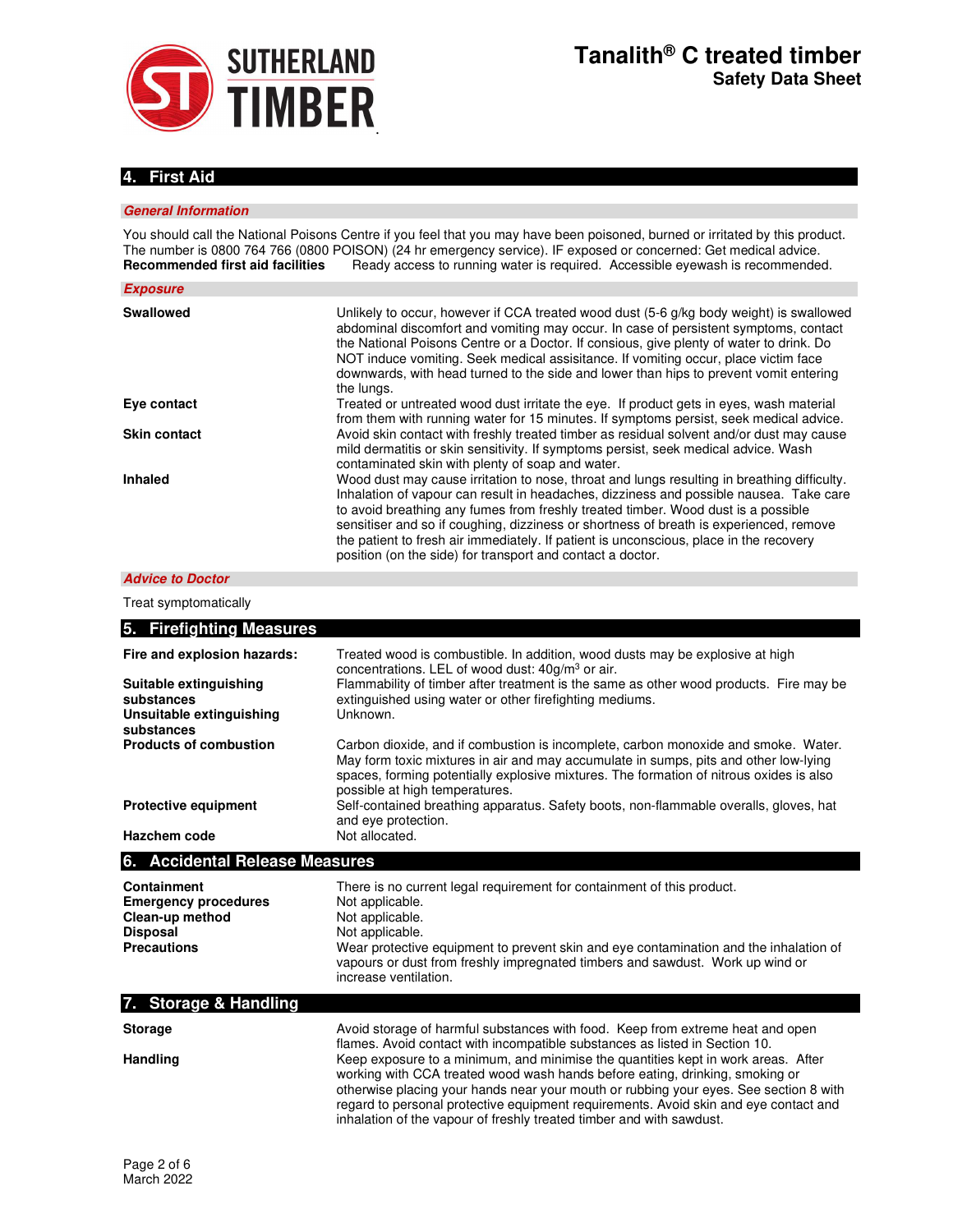## 4. First Aid

### *General Information*

You should call the National Poisons Centre if you feel that you may have been poisoned, burned or irritated by this product. The number is 0800 764 766 (0800 POISON) (24 hr emergency service). IF exposed or concerned: Get medical advice.
**Recommended first aid facilities** Ready access to running water is required. Accessible eyewash is recommended.

### *Exposure*

| | |
|---|---|
| **Swallowed** | Unlikely to occur, however if CCA treated wood dust (5-6 g/kg body weight) is swallowed abdominal discomfort and vomiting may occur. In case of persistent symptoms, contact the National Poisons Centre or a Doctor. If consious, give plenty of water to drink. Do NOT induce vomiting. Seek medical assistance. If vomiting occur, place victim face downwards, with head turned to the side and lower than hips to prevent vomit entering the lungs. |
| **Eye contact** | Treated or untreated wood dust irritate the eye. If product gets in eyes, wash material from them with running water for 15 minutes. If symptoms persist, seek medical advice. |
| **Skin contact** | Avoid skin contact with freshly treated timber as residual solvent and/or dust may cause mild dermatitis or skin sensitivity. If symptoms persist, seek medical advice. Wash contaminated skin with plenty of soap and water. |
| **Inhaled** | Wood dust may cause irritation to nose, throat and lungs resulting in breathing difficulty. Inhalation of vapour can result in headaches, dizziness and possible nausea. Take care to avoid breathing any fumes from freshly treated timber. Wood dust is a possible sensitiser and so if coughing, dizziness or shortness of breath is experienced, remove the patient to fresh air immediately. If patient is unconscious, place in the recovery position (on the side) for transport and contact a doctor. |

### *Advice to Doctor*

Treat symptomatically

## 5. Firefighting Measures

| | |
|---|---|
| **Fire and explosion hazards:** | Treated wood is combustible. In addition, wood dusts may be explosive at high concentrations. LEL of wood dust: 40g/m$^3$ or air. |
| **Suitable extinguishing substances** | Flammability of timber after treatment is the same as other wood products. Fire may be extinguished using water or other firefighting mediums. |
| **Unsuitable extinguishing substances** | Unknown. |
| **Products of combustion** | Carbon dioxide, and if combustion is incomplete, carbon monoxide and smoke. Water. May form toxic mixtures in air and may accumulate in sumps, pits and other low-lying spaces, forming potentially explosive mixtures. The formation of nitrous oxides is also possible at high temperatures. |
| **Protective equipment** | Self-contained breathing apparatus. Safety boots, non-flammable overalls, gloves, hat and eye protection. |
| **Hazchem code** | Not allocated. |

## 6. Accidental Release Measures

| | |
|---|---|
| **Containment** | There is no current legal requirement for containment of this product. |
| **Emergency procedures** | Not applicable. |
| **Clean-up method** | Not applicable. |
| **Disposal** | Not applicable. |
| **Precautions** | Wear protective equipment to prevent skin and eye contamination and the inhalation of vapours or dust from freshly impregnated timbers and sawdust. Work up wind or increase ventilation. |

## 7. Storage & Handling

| | |
|---|---|
| **Storage** | Avoid storage of harmful substances with food. Keep from extreme heat and open flames. Avoid contact with incompatible substances as listed in Section 10. |
| **Handling** | Keep exposure to a minimum, and minimise the quantities kept in work areas. After working with CCA treated wood wash hands before eating, drinking, smoking or otherwise placing your hands near your mouth or rubbing your eyes. See section 8 with regard to personal protective equipment requirements. Avoid skin and eye contact and inhalation of the vapour of freshly treated timber and with sawdust. |

March 2022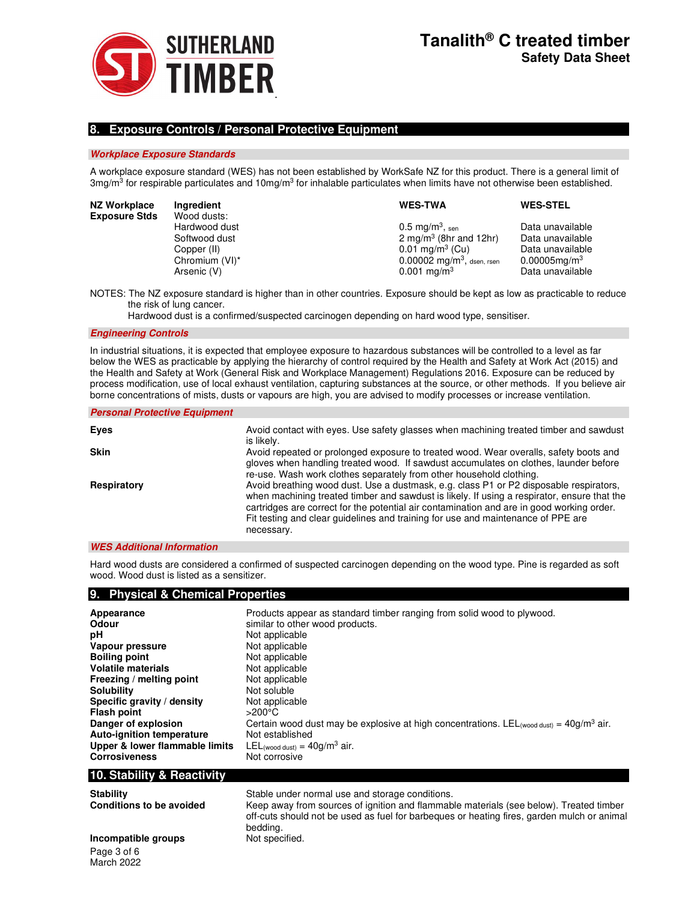## 8. Exposure Controls / Personal Protective Equipment

### *Workplace Exposure Standards*

A workplace exposure standard (WES) has not been established by WorkSafe NZ for this product. There is a general limit of 3mg/m$^3$ for respirable particulates and 10mg/m$^3$ for inhalable particulates when limits have not otherwise been established.

| NZ Workplace Exposure Stds | Ingredient | WES-TWA | WES-STEL |
|---|---|---|---|
| | Wood dusts: | | |
| | Hardwood dust | 0.5 mg/m$^3$, $_{sen}$ | Data unavailable |
| | Softwood dust | 2 mg/m$^3$ (8hr and 12hr) | Data unavailable |
| | Copper (II) | 0.01 mg/m$^3$ (Cu) | Data unavailable |
| | Chromium (VI)* | 0.00002 mg/m$^3$, $_{dsen, rsen}$ | 0.00005mg/m$^3$ |
| | Arsenic (V) | 0.001 mg/m$^3$ | Data unavailable |

NOTES: The NZ exposure standard is higher than in other countries. Exposure should be kept as low as practicable to reduce the risk of lung cancer.
Hardwood dust is a confirmed/suspected carcinogen depending on hard wood type, sensitiser.

### *Engineering Controls*

In industrial situations, it is expected that employee exposure to hazardous substances will be controlled to a level as far below the WES as practicable by applying the hierarchy of control required by the Health and Safety at Work Act (2015) and the Health and Safety at Work (General Risk and Workplace Management) Regulations 2016. Exposure can be reduced by process modification, use of local exhaust ventilation, capturing substances at the source, or other methods. If you believe air borne concentrations of mists, dusts or vapours are high, you are advised to modify processes or increase ventilation.

### *Personal Protective Equipment*

**Eyes** — Avoid contact with eyes. Use safety glasses when machining treated timber and sawdust is likely.

**Skin** — Avoid repeated or prolonged exposure to treated wood. Wear overalls, safety boots and gloves when handling treated wood. If sawdust accumulates on clothes, launder before re-use. Wash work clothes separately from other household clothing.

**Respiratory** — Avoid breathing wood dust. Use a dustmask, e.g. class P1 or P2 disposable respirators, when machining treated timber and sawdust is likely. If using a respirator, ensure that the cartridges are correct for the potential air contamination and are in good working order. Fit testing and clear guidelines and training for use and maintenance of PPE are necessary.

### *WES Additional Information*

Hard wood dusts are considered a confirmed of suspected carcinogen depending on the wood type. Pine is regarded as soft wood. Wood dust is listed as a sensitizer.

## 9. Physical & Chemical Properties

| | |
|---|---|
| **Appearance** | Products appear as standard timber ranging from solid wood to plywood. |
| **Odour** | similar to other wood products. |
| **pH** | Not applicable |
| **Vapour pressure** | Not applicable |
| **Boiling point** | Not applicable |
| **Volatile materials** | Not applicable |
| **Freezing / melting point** | Not applicable |
| **Solubility** | Not soluble |
| **Specific gravity / density** | Not applicable |
| **Flash point** | >200°C |
| **Danger of explosion** | Certain wood dust may be explosive at high concentrations. $LEL_{(wood\ dust)}$ = 40g/m$^3$ air. |
| **Auto-ignition temperature** | Not established |
| **Upper & lower flammable limits** | $LEL_{(wood\ dust)}$ = 40g/m$^3$ air. |
| **Corrosiveness** | Not corrosive |

## 10. Stability & Reactivity

| | |
|---|---|
| **Stability** | Stable under normal use and storage conditions. |
| **Conditions to be avoided** | Keep away from sources of ignition and flammable materials (see below). Treated timber off-cuts should not be used as fuel for barbeques or heating fires, garden mulch or animal bedding. |
| **Incompatible groups** | Not specified. |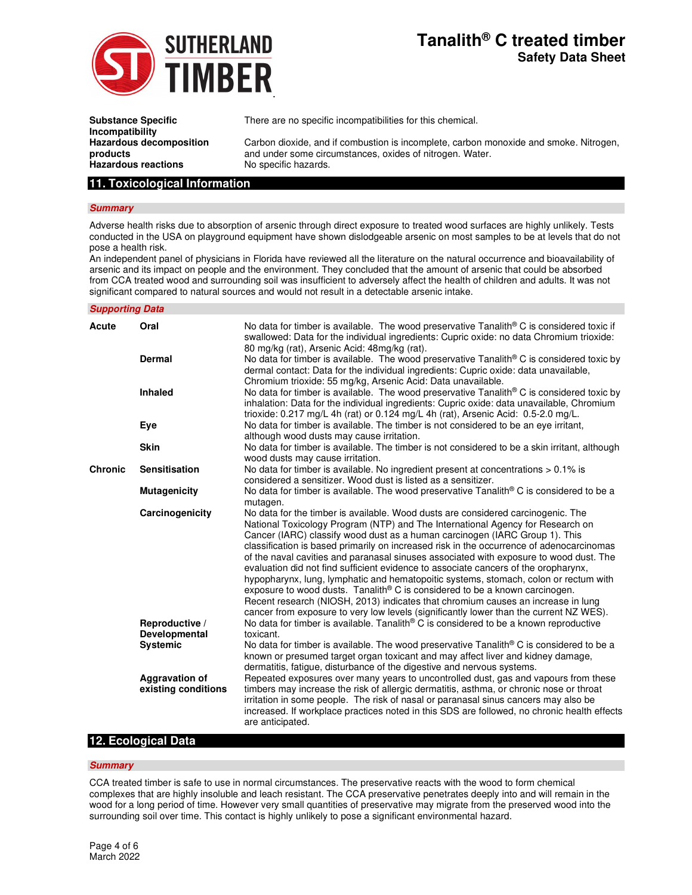| | |
|---|---|
| **Substance Specific Incompatibility** | There are no specific incompatibilities for this chemical. |
| **Hazardous decomposition products** | Carbon dioxide, and if combustion is incomplete, carbon monoxide and smoke. Nitrogen, and under some circumstances, oxides of nitrogen. Water. |
| **Hazardous reactions** | No specific hazards. |

## 11. Toxicological Information

### *Summary*

Adverse health risks due to absorption of arsenic through direct exposure to treated wood surfaces are highly unlikely. Tests conducted in the USA on playground equipment have shown dislodgeable arsenic on most samples to be at levels that do not pose a health risk.
An independent panel of physicians in Florida have reviewed all the literature on the natural occurrence and bioavailability of arsenic and its impact on people and the environment. They concluded that the amount of arsenic that could be absorbed from CCA treated wood and surrounding soil was insufficient to adversely affect the health of children and adults. It was not significant compared to natural sources and would not result in a detectable arsenic intake.

### *Supporting Data*

| | | |
|---|---|---|
| **Acute** | **Oral** | No data for timber is available. The wood preservative Tanalith® C is considered toxic if swallowed: Data for the individual ingredients: Cupric oxide: no data Chromium trioxide: 80 mg/kg (rat), Arsenic Acid: 48mg/kg (rat). |
| | **Dermal** | No data for timber is available. The wood preservative Tanalith® C is considered toxic by dermal contact: Data for the individual ingredients: Cupric oxide: data unavailable, Chromium trioxide: 55 mg/kg, Arsenic Acid: Data unavailable. |
| | **Inhaled** | No data for timber is available. The wood preservative Tanalith® C is considered toxic by inhalation: Data for the individual ingredients: Cupric oxide: data unavailable, Chromium trioxide: 0.217 mg/L 4h (rat) or 0.124 mg/L 4h (rat), Arsenic Acid: 0.5-2.0 mg/L. |
| | **Eye** | No data for timber is available. The timber is not considered to be an eye irritant, although wood dusts may cause irritation. |
| | **Skin** | No data for timber is available. The timber is not considered to be a skin irritant, although wood dusts may cause irritation. |
| **Chronic** | **Sensitisation** | No data for timber is available. No ingredient present at concentrations > 0.1% is considered a sensitizer. Wood dust is listed as a sensitizer. |
| | **Mutagenicity** | No data for timber is available. The wood preservative Tanalith® C is considered to be a mutagen. |
| | **Carcinogenicity** | No data for the timber is available. Wood dusts are considered carcinogenic. The National Toxicology Program (NTP) and The International Agency for Research on Cancer (IARC) classify wood dust as a human carcinogen (IARC Group 1). This classification is based primarily on increased risk in the occurrence of adenocarcinomas of the naval cavities and paranasal sinuses associated with exposure to wood dust. The evaluation did not find sufficient evidence to associate cancers of the oropharynx, hypopharynx, lung, lymphatic and hematopoitic systems, stomach, colon or rectum with exposure to wood dusts. Tanalith® C is considered to be a known carcinogen. Recent research (NIOSH, 2013) indicates that chromium causes an increase in lung cancer from exposure to very low levels (significantly lower than the current NZ WES). |
| | **Reproductive / Developmental** | No data for timber is available. Tanalith® C is considered to be a known reproductive toxicant. |
| | **Systemic** | No data for timber is available. The wood preservative Tanalith® C is considered to be a known or presumed target organ toxicant and may affect liver and kidney damage, dermatitis, fatigue, disturbance of the digestive and nervous systems. |
| | **Aggravation of existing conditions** | Repeated exposures over many years to uncontrolled dust, gas and vapours from these timbers may increase the risk of allergic dermatitis, asthma, or chronic nose or throat irritation in some people. The risk of nasal or paranasal sinus cancers may also be increased. If workplace practices noted in this SDS are followed, no chronic health effects are anticipated. |

## 12. Ecological Data

### *Summary*

CCA treated timber is safe to use in normal circumstances. The preservative reacts with the wood to form chemical complexes that are highly insoluble and leach resistant. The CCA preservative penetrates deeply into and will remain in the wood for a long period of time. However very small quantities of preservative may migrate from the preserved wood into the surrounding soil over time. This contact is highly unlikely to pose a significant environmental hazard.

March 2022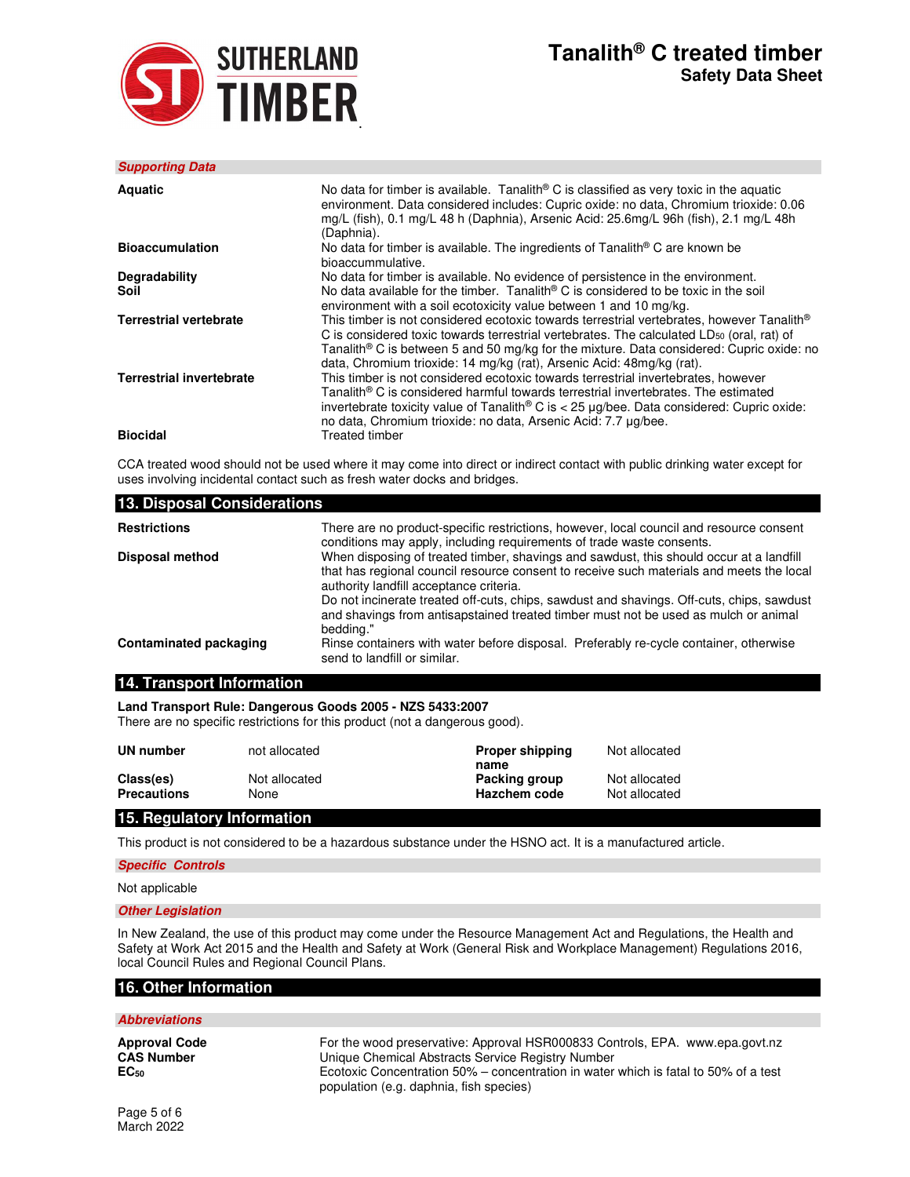### *Supporting Data*

| | |
|---|---|
| **Aquatic** | No data for timber is available. Tanalith® C is classified as very toxic in the aquatic environment. Data considered includes: Cupric oxide: no data, Chromium trioxide: 0.06 mg/L (fish), 0.1 mg/L 48 h (Daphnia), Arsenic Acid: 25.6mg/L 96h (fish), 2.1 mg/L 48h (Daphnia). |
| **Bioaccumulation** | No data for timber is available. The ingredients of Tanalith® C are known be bioaccummulative. |
| **Degradability** | No data for timber is available. No evidence of persistence in the environment. |
| **Soil** | No data available for the timber. Tanalith® C is considered to be toxic in the soil environment with a soil ecotoxicity value between 1 and 10 mg/kg. |
| **Terrestrial vertebrate** | This timber is not considered ecotoxic towards terrestrial vertebrates, however Tanalith® C is considered toxic towards terrestrial vertebrates. The calculated $LD_{50}$ (oral, rat) of Tanalith® C is between 5 and 50 mg/kg for the mixture. Data considered: Cupric oxide: no data, Chromium trioxide: 14 mg/kg (rat), Arsenic Acid: 48mg/kg (rat). |
| **Terrestrial invertebrate** | This timber is not considered ecotoxic towards terrestrial invertebrates, however Tanalith® C is considered harmful towards terrestrial invertebrates. The estimated invertebrate toxicity value of Tanalith® C is < 25 µg/bee. Data considered: Cupric oxide: no data, Chromium trioxide: no data, Arsenic Acid: 7.7 µg/bee. |
| **Biocidal** | Treated timber |

CCA treated wood should not be used where it may come into direct or indirect contact with public drinking water except for uses involving incidental contact such as fresh water docks and bridges.

## 13. Disposal Considerations

| | |
|---|---|
| **Restrictions** | There are no product-specific restrictions, however, local council and resource consent conditions may apply, including requirements of trade waste consents. |
| **Disposal method** | When disposing of treated timber, shavings and sawdust, this should occur at a landfill that has regional council resource consent to receive such materials and meets the local authority landfill acceptance criteria. Do not incinerate treated off-cuts, chips, sawdust and shavings. Off-cuts, chips, sawdust and shavings from antisapstained treated timber must not be used as mulch or animal bedding." |
| **Contaminated packaging** | Rinse containers with water before disposal. Preferably re-cycle container, otherwise send to landfill or similar. |

## 14. Transport Information

**Land Transport Rule: Dangerous Goods 2005 - NZS 5433:2007**
There are no specific restrictions for this product (not a dangerous good).

| | | | |
|---|---|---|---|
| **UN number** | not allocated | **Proper shipping name** | Not allocated |
| **Class(es)** | Not allocated | **Packing group** | Not allocated |
| **Precautions** | None | **Hazchem code** | Not allocated |

## 15. Regulatory Information

This product is not considered to be a hazardous substance under the HSNO act. It is a manufactured article.

### *Specific Controls*

Not applicable

### *Other Legislation*

In New Zealand, the use of this product may come under the Resource Management Act and Regulations, the Health and Safety at Work Act 2015 and the Health and Safety at Work (General Risk and Workplace Management) Regulations 2016, local Council Rules and Regional Council Plans.

## 16. Other Information

### *Abbreviations*

| | |
|---|---|
| **Approval Code** | For the wood preservative: Approval HSR000833 Controls, EPA. www.epa.govt.nz |
| **CAS Number** | Unique Chemical Abstracts Service Registry Number |
| **$EC_{50}$** | Ecotoxic Concentration 50% – concentration in water which is fatal to 50% of a test population (e.g. daphnia, fish species) |

March 2022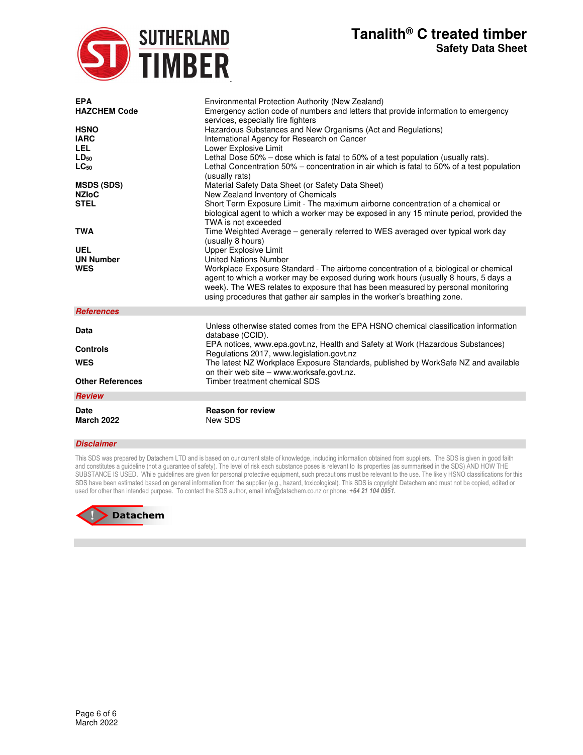| | |
|---|---|
| **EPA** | Environmental Protection Authority (New Zealand) |
| **HAZCHEM Code** | Emergency action code of numbers and letters that provide information to emergency services, especially fire fighters |
| **HSNO** | Hazardous Substances and New Organisms (Act and Regulations) |
| **IARC** | International Agency for Research on Cancer |
| **LEL** | Lower Explosive Limit |
| **$LD_{50}$** | Lethal Dose 50% – dose which is fatal to 50% of a test population (usually rats). |
| **$LC_{50}$** | Lethal Concentration 50% – concentration in air which is fatal to 50% of a test population (usually rats) |
| **MSDS (SDS)** | Material Safety Data Sheet (or Safety Data Sheet) |
| **NZIoC** | New Zealand Inventory of Chemicals |
| **STEL** | Short Term Exposure Limit - The maximum airborne concentration of a chemical or biological agent to which a worker may be exposed in any 15 minute period, provided the TWA is not exceeded |
| **TWA** | Time Weighted Average – generally referred to WES averaged over typical work day (usually 8 hours) |
| **UEL** | Upper Explosive Limit |
| **UN Number** | United Nations Number |
| **WES** | Workplace Exposure Standard - The airborne concentration of a biological or chemical agent to which a worker may be exposed during work hours (usually 8 hours, 5 days a week). The WES relates to exposure that has been measured by personal monitoring using procedures that gather air samples in the worker's breathing zone. |

## *References*

| | |
|---|---|
| **Data** | Unless otherwise stated comes from the EPA HSNO chemical classification information database (CCID). |
| **Controls** | EPA notices, www.epa.govt.nz, Health and Safety at Work (Hazardous Substances) Regulations 2017, www.legislation.govt.nz |
| **WES** | The latest NZ Workplace Exposure Standards, published by WorkSafe NZ and available on their web site – www.worksafe.govt.nz. |
| **Other References** | Timber treatment chemical SDS |

## *Review*

| **Date** | **Reason for review** |
|---|---|
| **March 2022** | New SDS |

## *Disclaimer*

This SDS was prepared by Datachem LTD and is based on our current state of knowledge, including information obtained from suppliers. The SDS is given in good faith and constitutes a guideline (not a guarantee of safety). The level of risk each substance poses is relevant to its properties (as summarised in the SDS) AND HOW THE SUBSTANCE IS USED. While guidelines are given for personal protective equipment, such precautions must be relevant to the use. The likely HSNO classifications for this SDS have been estimated based on general information from the supplier (e.g., hazard, toxicological). This SDS is copyright Datachem and must not be copied, edited or used for other than intended purpose. To contact the SDS author, email info@datachem.co.nz or phone: ***+64 21 104 0951.***

Datachem